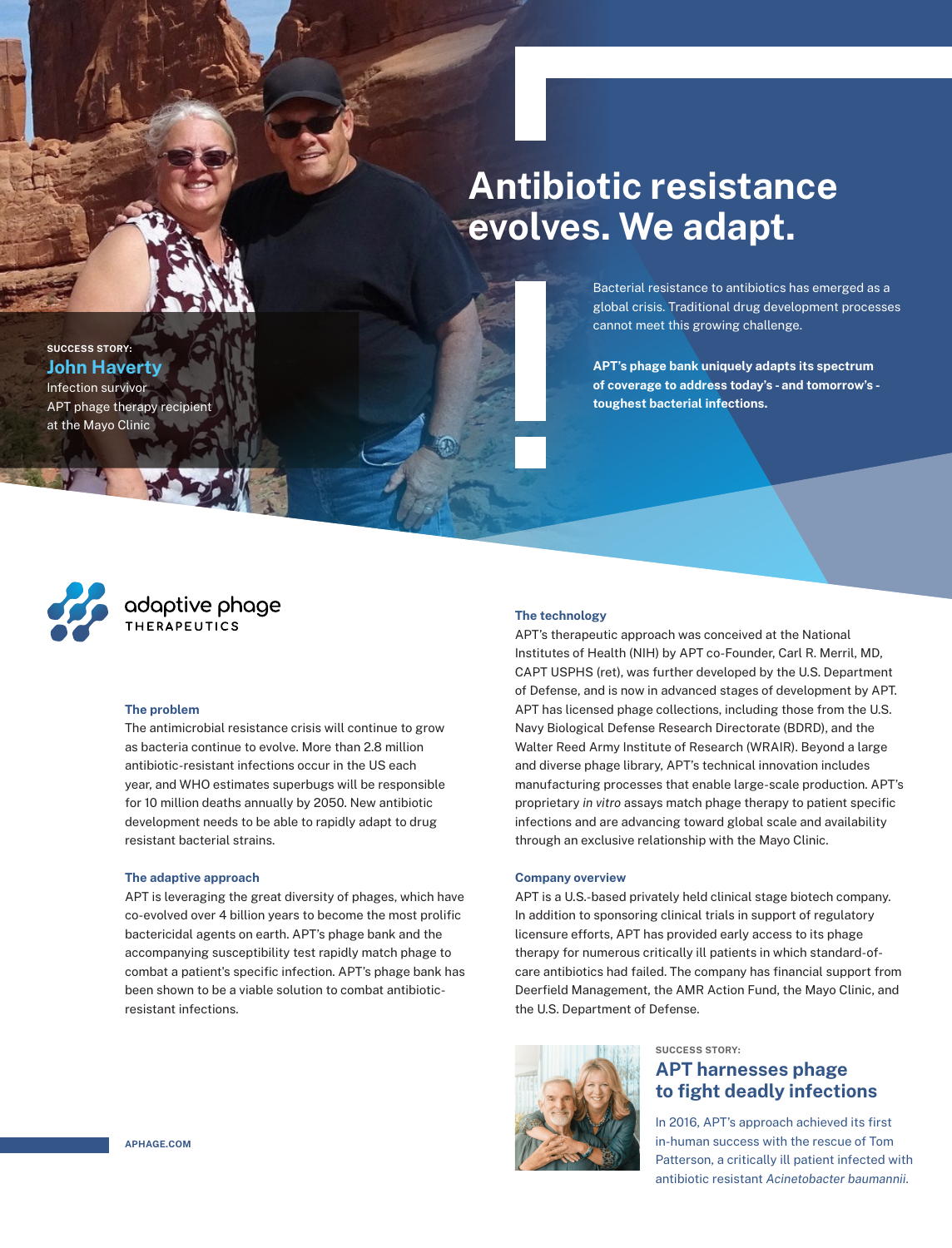# Antibiotic resistance evolves. We adapt.

Bacterial resistance to antibiotics has emerged as a global crisis. Traditional drug development processes cannot meet this growing challenge.

**APT's phage bank uniquely adapts its spectrum of coverage to address today's - and tomorrow's - toughest bacterial infections.**

SUCCESS STORY:
**John Haverty**
Infection survivor
APT phage therapy recipient
at the Mayo Clinic

adaptive phage THERAPEUTICS

### The problem

The antimicrobial resistance crisis will continue to grow as bacteria continue to evolve. More than 2.8 million antibiotic-resistant infections occur in the US each year, and WHO estimates superbugs will be responsible for 10 million deaths annually by 2050. New antibiotic development needs to be able to rapidly adapt to drug resistant bacterial strains.

### The adaptive approach

APT is leveraging the great diversity of phages, which have co-evolved over 4 billion years to become the most prolific bactericidal agents on earth. APT's phage bank and the accompanying susceptibility test rapidly match phage to combat a patient's specific infection. APT's phage bank has been shown to be a viable solution to combat antibiotic-resistant infections.

### The technology

APT's therapeutic approach was conceived at the National Institutes of Health (NIH) by APT co-Founder, Carl R. Merril, MD, CAPT USPHS (ret), was further developed by the U.S. Department of Defense, and is now in advanced stages of development by APT. APT has licensed phage collections, including those from the U.S. Navy Biological Defense Research Directorate (BDRD), and the Walter Reed Army Institute of Research (WRAIR). Beyond a large and diverse phage library, APT's technical innovation includes manufacturing processes that enable large-scale production. APT's proprietary *in vitro* assays match phage therapy to patient specific infections and are advancing toward global scale and availability through an exclusive relationship with the Mayo Clinic.

### Company overview

APT is a U.S.-based privately held clinical stage biotech company. In addition to sponsoring clinical trials in support of regulatory licensure efforts, APT has provided early access to its phage therapy for numerous critically ill patients in which standard-of-care antibiotics had failed. The company has financial support from Deerfield Management, the AMR Action Fund, the Mayo Clinic, and the U.S. Department of Defense.

SUCCESS STORY:

## APT harnesses phage to fight deadly infections

In 2016, APT's approach achieved its first in-human success with the rescue of Tom Patterson, a critically ill patient infected with antibiotic resistant *Acinetobacter baumannii*.

APHAGE.COM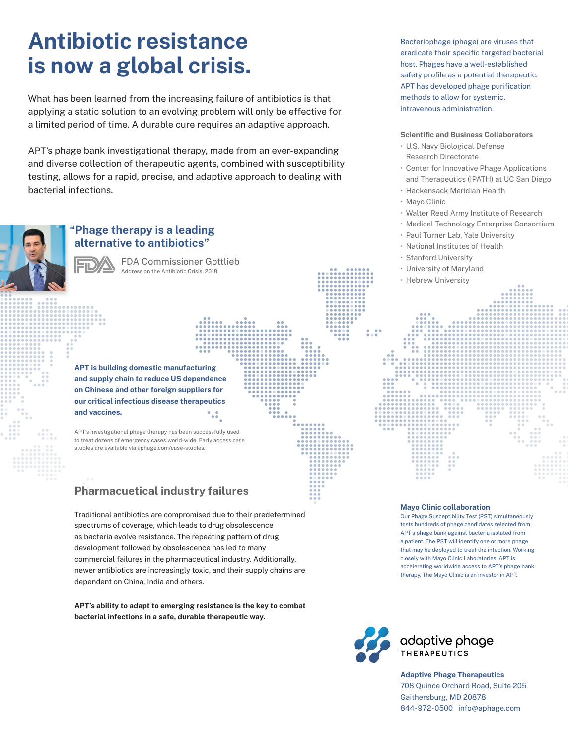# Antibiotic resistance is now a global crisis.

What has been learned from the increasing failure of antibiotics is that applying a static solution to an evolving problem will only be effective for a limited period of time. A durable cure requires an adaptive approach.

APT's phage bank investigational therapy, made from an ever-expanding and diverse collection of therapeutic agents, combined with susceptibility testing, allows for a rapid, precise, and adaptive approach to dealing with bacterial infections.

Bacteriophage (phage) are viruses that eradicate their specific targeted bacterial host. Phages have a well-established safety profile as a potential therapeutic. APT has developed phage purification methods to allow for systemic, intravenous administration.

**Scientific and Business Collaborators**

- U.S. Navy Biological Defense Research Directorate
- Center for Innovative Phage Applications and Therapeutics (IPATH) at UC San Diego
- Hackensack Meridian Health
- Mayo Clinic
- Walter Reed Army Institute of Research
- Medical Technology Enterprise Consortium
- Paul Turner Lab, Yale University
- National Institutes of Health
- Stanford University
- University of Maryland
- Hebrew University

## "Phage therapy is a leading alternative to antibiotics"

FDA Commissioner Gottlieb
Address on the Antibiotic Crisis, 2018

**APT is building domestic manufacturing and supply chain to reduce US dependence on Chinese and other foreign suppliers for our critical infectious disease therapeutics and vaccines.**

APT's investigational phage therapy has been successfully used to treat dozens of emergency cases world-wide. Early access case studies are available via aphage.com/case-studies.

## Pharmacuetical industry failures

Traditional antibiotics are compromised due to their predetermined spectrums of coverage, which leads to drug obsolescence as bacteria evolve resistance. The repeating pattern of drug development followed by obsolescence has led to many commercial failures in the pharmaceutical industry. Additionally, newer antibiotics are increasingly toxic, and their supply chains are dependent on China, India and others.

**APT's ability to adapt to emerging resistance is the key to combat bacterial infections in a safe, durable therapeutic way.**

**Mayo Clinic collaboration**

Our Phage Susceptibility Test (PST) simultaneously tests hundreds of phage candidates selected from APT's phage bank against bacteria isolated from a patient. The PST will identify one or more phage that may be deployed to treat the infection. Working closely with Mayo Clinic Laboratories, APT is accelerating worldwide access to APT's phage bank therapy. The Mayo Clinic is an investor in APT.

adaptive phage THERAPEUTICS

**Adaptive Phage Therapeutics**
708 Quince Orchard Road, Suite 205
Gaithersburg, MD 20878
844-972-0500 info@aphage.com